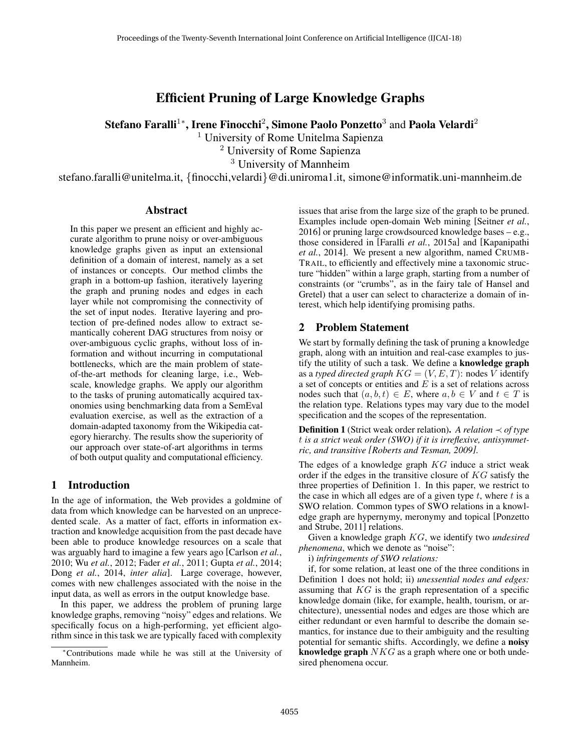# Efficient Pruning of Large Knowledge Graphs

**Stefano Faralli[1]*, Irene Finocchi[2], Simone Paolo Ponzetto[3] and Paola Velardi[2]**

[1] University of Rome Unitelma Sapienza
[2] University of Rome Sapienza
[3] University of Mannheim

stefano.faralli@unitelma.it, {finocchi,velardi}@di.uniroma1.it, simone@informatik.uni-mannheim.de

## Abstract

In this paper we present an efficient and highly accurate algorithm to prune noisy or over-ambiguous knowledge graphs given as input an extensional definition of a domain of interest, namely as a set of instances or concepts. Our method climbs the graph in a bottom-up fashion, iteratively layering the graph and pruning nodes and edges in each layer while not compromising the connectivity of the set of input nodes. Iterative layering and protection of pre-defined nodes allow to extract semantically coherent DAG structures from noisy or over-ambiguous cyclic graphs, without loss of information and without incurring in computational bottlenecks, which are the main problem of state-of-the-art methods for cleaning large, i.e., Web-scale, knowledge graphs. We apply our algorithm to the tasks of pruning automatically acquired taxonomies using benchmarking data from a SemEval evaluation exercise, as well as the extraction of a domain-adapted taxonomy from the Wikipedia category hierarchy. The results show the superiority of our approach over state-of-art algorithms in terms of both output quality and computational efficiency.

## 1 Introduction

In the age of information, the Web provides a goldmine of data from which knowledge can be harvested on an unprecedented scale. As a matter of fact, efforts in information extraction and knowledge acquisition from the past decade have been able to produce knowledge resources on a scale that was arguably hard to imagine a few years ago [Carlson *et al.*, 2010; Wu *et al.*, 2012; Fader *et al.*, 2011; Gupta *et al.*, 2014; Dong *et al.*, 2014, *inter alia*]. Large coverage, however, comes with new challenges associated with the noise in the input data, as well as errors in the output knowledge base.

In this paper, we address the problem of pruning large knowledge graphs, removing "noisy" edges and relations. We specifically focus on a high-performing, yet efficient algorithm since in this task we are typically faced with complexity issues that arise from the large size of the graph to be pruned. Examples include open-domain Web mining [Seitner *et al.*, 2016] or pruning large crowdsourced knowledge bases – e.g., those considered in [Faralli *et al.*, 2015a] and [Kapanipathi *et al.*, 2014]. We present a new algorithm, named CRUMBTRAIL, to efficiently and effectively mine a taxonomic structure "hidden" within a large graph, starting from a number of constraints (or "crumbs", as in the fairy tale of Hansel and Gretel) that a user can select to characterize a domain of interest, which help identifying promising paths.

*Contributions made while he was still at the University of Mannheim.

## 2 Problem Statement

We start by formally defining the task of pruning a knowledge graph, along with an intuition and real-case examples to justify the utility of such a task. We define a **knowledge graph** as a *typed directed graph* $KG = (V, E, T)$: nodes $V$ identify a set of concepts or entities and $E$ is a set of relations across nodes such that $(a, b, t) \in E$, where $a, b \in V$ and $t \in T$ is the relation type. Relations types may vary due to the model specification and the scopes of the representation.

**Definition 1** (Strict weak order relation). *A relation $\prec$ of type $t$ is a strict weak order (SWO) if it is irreflexive, antisymmetric, and transitive [Roberts and Tesman, 2009].*

The edges of a knowledge graph $KG$ induce a strict weak order if the edges in the transitive closure of $KG$ satisfy the three properties of Definition 1. In this paper, we restrict to the case in which all edges are of a given type $t$, where $t$ is a SWO relation. Common types of SWO relations in a knowledge graph are hypernymy, meronymy and topical [Ponzetto and Strube, 2011] relations.

Given a knowledge graph $KG$, we identify two *undesired phenomena*, which we denote as "noise":

i) *infringements of SWO relations:*

if, for some relation, at least one of the three conditions in Definition 1 does not hold; ii) *unessential nodes and edges:* assuming that $KG$ is the graph representation of a specific knowledge domain (like, for example, health, tourism, or architecture), unessential nodes and edges are those which are either redundant or even harmful to describe the domain semantics, for instance due to their ambiguity and the resulting potential for semantic shifts. Accordingly, we define a **noisy knowledge graph** $NKG$ as a graph where one or both undesired phenomena occur.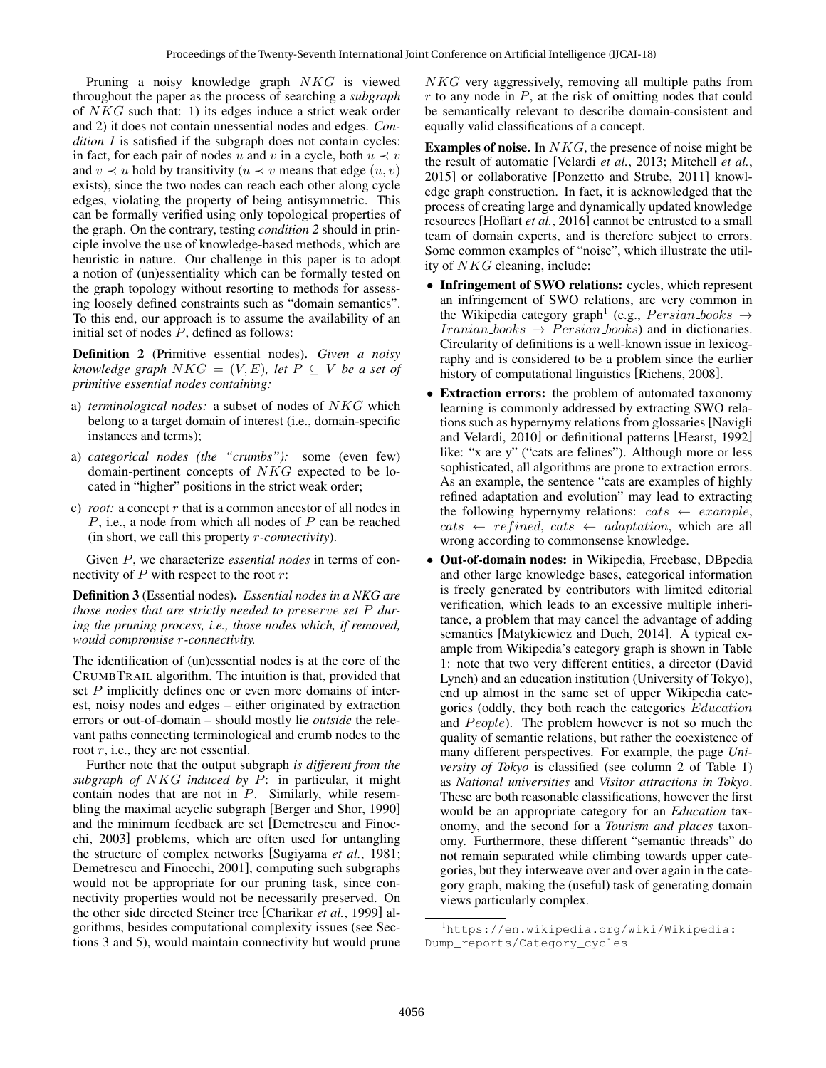Pruning a noisy knowledge graph $NKG$ is viewed throughout the paper as the process of searching a *subgraph* of $NKG$ such that: 1) its edges induce a strict weak order and 2) it does not contain unessential nodes and edges. *Condition 1* is satisfied if the subgraph does not contain cycles: in fact, for each pair of nodes $u$ and $v$ in a cycle, both $u \prec v$ and $v \prec u$ hold by transitivity ($u \prec v$ means that edge $(u, v)$ exists), since the two nodes can reach each other along cycle edges, violating the property of being antisymmetric. This can be formally verified using only topological properties of the graph. On the contrary, testing *condition 2* should in principle involve the use of knowledge-based methods, which are heuristic in nature. Our challenge in this paper is to adopt a notion of (un)essentiality which can be formally tested on the graph topology without resorting to methods for assessing loosely defined constraints such as "domain semantics". To this end, our approach is to assume the availability of an initial set of nodes $P$, defined as follows:

**Definition 2** (Primitive essential nodes). *Given a noisy knowledge graph $NKG = (V, E)$, let $P \subseteq V$ be a set of primitive essential nodes containing:*

a) *terminological nodes:* a subset of nodes of $NKG$ which belong to a target domain of interest (i.e., domain-specific instances and terms);

a) *categorical nodes (the "crumbs"):* some (even few) domain-pertinent concepts of $NKG$ expected to be located in "higher" positions in the strict weak order;

c) *root:* a concept $r$ that is a common ancestor of all nodes in $P$, i.e., a node from which all nodes of $P$ can be reached (in short, we call this property $r$*-connectivity*).

Given $P$, we characterize *essential nodes* in terms of connectivity of $P$ with respect to the root $r$:

**Definition 3** (Essential nodes). *Essential nodes in a NKG are those nodes that are strictly needed to $preserve$ set $P$ during the pruning process, i.e., those nodes which, if removed, would compromise $r$-connectivity.*

The identification of (un)essential nodes is at the core of the CRUMBTRAIL algorithm. The intuition is that, provided that set $P$ implicitly defines one or even more domains of interest, noisy nodes and edges – either originated by extraction errors or out-of-domain – should mostly lie *outside* the relevant paths connecting terminological and crumb nodes to the root $r$, i.e., they are not essential.

Further note that the output subgraph *is different from the subgraph of $NKG$ induced by $P$*: in particular, it might contain nodes that are not in $P$. Similarly, while resembling the maximal acyclic subgraph [Berger and Shor, 1990] and the minimum feedback arc set [Demetrescu and Finocchi, 2003] problems, which are often used for untangling the structure of complex networks [Sugiyama *et al.*, 1981; Demetrescu and Finocchi, 2001], computing such subgraphs would not be appropriate for our pruning task, since connectivity properties would not be necessarily preserved. On the other side directed Steiner tree [Charikar *et al.*, 1999] algorithms, besides computational complexity issues (see Sections 3 and 5), would maintain connectivity but would prune $NKG$ very aggressively, removing all multiple paths from $r$ to any node in $P$, at the risk of omitting nodes that could be semantically relevant to describe domain-consistent and equally valid classifications of a concept.

**Examples of noise.** In $NKG$, the presence of noise might be the result of automatic [Velardi *et al.*, 2013; Mitchell *et al.*, 2015] or collaborative [Ponzetto and Strube, 2011] knowledge graph construction. In fact, it is acknowledged that the process of creating large and dynamically updated knowledge resources [Hoffart *et al.*, 2016] cannot be entrusted to a small team of domain experts, and is therefore subject to errors. Some common examples of "noise", which illustrate the utility of $NKG$ cleaning, include:

- **Infringement of SWO relations:** cycles, which represent an infringement of SWO relations, are very common in the Wikipedia category graph[1] (e.g., $Persian\_books \rightarrow Iranian\_books \rightarrow Persian\_books$) and in dictionaries. Circularity of definitions is a well-known issue in lexicography and is considered to be a problem since the earlier history of computational linguistics [Richens, 2008].
- **Extraction errors:** the problem of automated taxonomy learning is commonly addressed by extracting SWO relations such as hypernymy relations from glossaries [Navigli and Velardi, 2010] or definitional patterns [Hearst, 1992] like: "x are y" ("cats are felines"). Although more or less sophisticated, all algorithms are prone to extraction errors. As an example, the sentence "cats are examples of highly refined adaptation and evolution" may lead to extracting the following hypernymy relations: $cats \leftarrow example$, $cats \leftarrow refined$, $cats \leftarrow adaptation$, which are all wrong according to commonsense knowledge.
- **Out-of-domain nodes:** in Wikipedia, Freebase, DBpedia and other large knowledge bases, categorical information is freely generated by contributors with limited editorial verification, which leads to an excessive multiple inheritance, a problem that may cancel the advantage of adding semantics [Matykiewicz and Duch, 2014]. A typical example from Wikipedia's category graph is shown in Table 1: note that two very different entities, a director (David Lynch) and an education institution (University of Tokyo), end up almost in the same set of upper Wikipedia categories (oddly, they both reach the categories $Education$ and $People$). The problem however is not so much the quality of semantic relations, but rather the coexistence of many different perspectives. For example, the page *University of Tokyo* is classified (see column 2 of Table 1) as *National universities* and *Visitor attractions in Tokyo*. These are both reasonable classifications, however the first would be an appropriate category for an *Education* taxonomy, and the second for a *Tourism and places* taxonomy. Furthermore, these different "semantic threads" do not remain separated while climbing towards upper categories, but they interweave over and over again in the category graph, making the (useful) task of generating domain views particularly complex.

[1] https://en.wikipedia.org/wiki/Wikipedia:Dump_reports/Category_cycles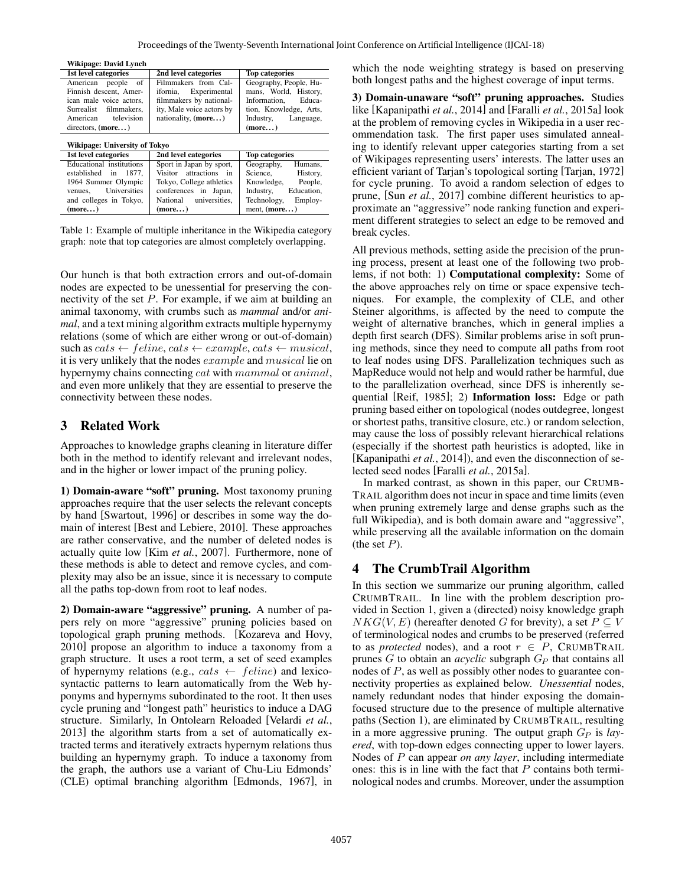**Wikipage: David Lynch**

| 1st level categories | 2nd level categories | Top categories |
|---|---|---|
| American people of Finnish descent, American voice actors, Surrealist filmmakers, American television directors, **(more...)** | Filmmakers from California, Experimental filmmakers by nationality, Male voice actors by nationality, **(more...)** | Geography, People, Humans, World, History, Information, Education, Knowledge, Arts, Industry, Language, **(more...)** |

**Wikipage: University of Tokyo**

| 1st level categories | 2nd level categories | Top categories |
|---|---|---|
| Educational institutions established in 1877, 1964 Summer Olympic venues, Universities and colleges in Tokyo, **(more...)** | Sport in Japan by sport, Visitor attractions in Tokyo, College athletics conferences in Japan, National universities, **(more...)** | Geography, Humans, Science, History, Knowledge, People, Industry, Education, Technology, Employment, **(more...)** |

Table 1: Example of multiple inheritance in the Wikipedia category graph: note that top categories are almost completely overlapping.

Our hunch is that both extraction errors and out-of-domain nodes are expected to be unessential for preserving the connectivity of the set $P$. For example, if we aim at building an animal taxonomy, with crumbs such as *mammal* and/or *animal*, and a text mining algorithm extracts multiple hypernymy relations (some of which are either wrong or out-of-domain) such as $cats \leftarrow feline$, $cats \leftarrow example$, $cats \leftarrow musical$, it is very unlikely that the nodes $example$ and $musical$ lie on hypernymy chains connecting $cat$ with $mammal$ or $animal$, and even more unlikely that they are essential to preserve the connectivity between these nodes.

## 3 Related Work

Approaches to knowledge graphs cleaning in literature differ both in the method to identify relevant and irrelevant nodes, and in the higher or lower impact of the pruning policy.

**1) Domain-aware "soft" pruning.** Most taxonomy pruning approaches require that the user selects the relevant concepts by hand [Swartout, 1996] or describes in some way the domain of interest [Best and Lebiere, 2010]. These approaches are rather conservative, and the number of deleted nodes is actually quite low [Kim *et al.*, 2007]. Furthermore, none of these methods is able to detect and remove cycles, and complexity may also be an issue, since it is necessary to compute all the paths top-down from root to leaf nodes.

**2) Domain-aware "aggressive" pruning.** A number of papers rely on more "aggressive" pruning policies based on topological graph pruning methods. [Kozareva and Hovy, 2010] propose an algorithm to induce a taxonomy from a graph structure. It uses a root term, a set of seed examples of hypernymy relations (e.g., $cats \leftarrow feline$) and lexico-syntactic patterns to learn automatically from the Web hyponyms and hypernyms subordinated to the root. It then uses cycle pruning and "longest path" heuristics to induce a DAG structure. Similarly, In Ontolearn Reloaded [Velardi *et al.*, 2013] the algorithm starts from a set of automatically extracted terms and iteratively extracts hypernym relations thus building an hypernymy graph. To induce a taxonomy from the graph, the authors use a variant of Chu-Liu Edmonds' (CLE) optimal branching algorithm [Edmonds, 1967], in which the node weighting strategy is based on preserving both longest paths and the highest coverage of input terms.

**3) Domain-unaware "soft" pruning approaches.** Studies like [Kapanipathi *et al.*, 2014] and [Faralli *et al.*, 2015a] look at the problem of removing cycles in Wikipedia in a user recommendation task. The first paper uses simulated annealing to identify relevant upper categories starting from a set of Wikipages representing users' interests. The latter uses an efficient variant of Tarjan's topological sorting [Tarjan, 1972] for cycle pruning. To avoid a random selection of edges to prune, [Sun *et al.*, 2017] combine different heuristics to approximate an "aggressive" node ranking function and experiment different strategies to select an edge to be removed and break cycles.

All previous methods, setting aside the precision of the pruning process, present at least one of the following two problems, if not both: 1) **Computational complexity:** Some of the above approaches rely on time or space expensive techniques. For example, the complexity of CLE, and other Steiner algorithms, is affected by the need to compute the weight of alternative branches, which in general implies a depth first search (DFS). Similar problems arise in soft pruning methods, since they need to compute all paths from root to leaf nodes using DFS. Parallelization techniques such as MapReduce would not help and would rather be harmful, due to the parallelization overhead, since DFS is inherently sequential [Reif, 1985]; 2) **Information loss:** Edge or path pruning based either on topological (nodes outdegree, longest or shortest paths, transitive closure, etc.) or random selection, may cause the loss of possibly relevant hierarchical relations (especially if the shortest path heuristics is adopted, like in [Kapanipathi *et al.*, 2014]), and even the disconnection of selected seed nodes [Faralli *et al.*, 2015a].

In marked contrast, as shown in this paper, our CRUMBTRAIL algorithm does not incur in space and time limits (even when pruning extremely large and dense graphs such as the full Wikipedia), and is both domain aware and "aggressive", while preserving all the available information on the domain (the set $P$).

## 4 The CrumbTrail Algorithm

In this section we summarize our pruning algorithm, called CRUMBTRAIL. In line with the problem description provided in Section 1, given a (directed) noisy knowledge graph $NKG(V, E)$ (hereafter denoted $G$ for brevity), a set $P \subseteq V$ of terminological nodes and crumbs to be preserved (referred to as *protected* nodes), and a root $r \in P$, CRUMBTRAIL prunes $G$ to obtain an *acyclic* subgraph $G_P$ that contains all nodes of $P$, as well as possibly other nodes to guarantee connectivity properties as explained below. *Unessential* nodes, namely redundant nodes that hinder exposing the domain-focused structure due to the presence of multiple alternative paths (Section 1), are eliminated by CRUMBTRAIL, resulting in a more aggressive pruning. The output graph $G_P$ is *layered*, with top-down edges connecting upper to lower layers. Nodes of $P$ can appear *on any layer*, including intermediate ones: this is in line with the fact that $P$ contains both terminological nodes and crumbs. Moreover, under the assumption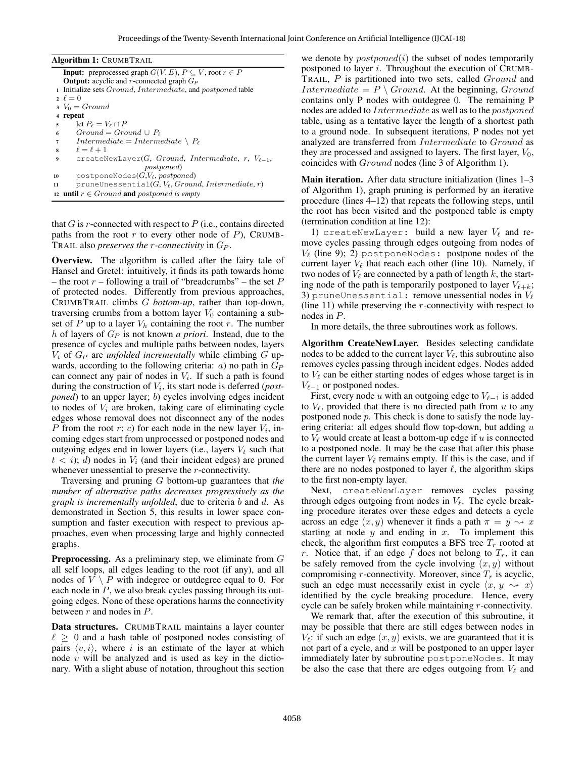**Algorithm 1:** CRUMBTRAIL

```
Input: preprocessed graph G(V, E), P ⊆ V, root r ∈ P
Output: acyclic and r-connected graph G_P
1  Initialize sets Ground, Intermediate, and postponed table
2  ℓ = 0
3  V_0 = Ground
4  repeat
5      let P_ℓ = V_ℓ ∩ P
6      Ground = Ground ∪ P_ℓ
7      Intermediate = Intermediate \ P_ℓ
8      ℓ = ℓ + 1
9      createNewLayer(G, Ground, Intermediate, r, V_{ℓ−1}, postponed)
10     postponeNodes(G, V_ℓ, postponed)
11     pruneUnessential(G, V_ℓ, Ground, Intermediate, r)
12 until r ∈ Ground and postponed is empty
```

that $G$ is $r$-connected with respect to $P$ (i.e., contains directed paths from the root $r$ to every other node of $P$), CRUMBTRAIL also *preserves the* $r$*-connectivity* in $G_P$.

**Overview.** The algorithm is called after the fairy tale of Hansel and Gretel: intuitively, it finds its path towards home – the root $r$ – following a trail of "breadcrumbs" – the set $P$ of protected nodes. Differently from previous approaches, CRUMBTRAIL climbs $G$ *bottom-up*, rather than top-down, traversing crumbs from a bottom layer $V_0$ containing a subset of $P$ up to a layer $V_h$ containing the root $r$. The number $h$ of layers of $G_P$ is not known *a priori*. Instead, due to the presence of cycles and multiple paths between nodes, layers $V_i$ of $G_P$ are *unfolded incrementally* while climbing $G$ upwards, according to the following criteria: $a$) no path in $G_P$ can connect any pair of nodes in $V_i$. If such a path is found during the construction of $V_i$, its start node is deferred (*postponed*) to an upper layer; $b$) cycles involving edges incident to nodes of $V_i$ are broken, taking care of eliminating cycle edges whose removal does not disconnect any of the nodes $P$ from the root $r$; $c$) for each node in the new layer $V_i$, incoming edges start from unprocessed or postponed nodes and outgoing edges end in lower layers (i.e., layers $V_t$ such that $t < i$); $d$) nodes in $V_i$ (and their incident edges) are pruned whenever unessential to preserve the $r$-connectivity.

Traversing and pruning $G$ bottom-up guarantees that *the number of alternative paths decreases progressively as the graph is incrementally unfolded*, due to criteria $b$ and $d$. As demonstrated in Section 5, this results in lower space consumption and faster execution with respect to previous approaches, even when processing large and highly connected graphs.

**Preprocessing.** As a preliminary step, we eliminate from $G$ all self loops, all edges leading to the root (if any), and all nodes of $V \setminus P$ with indegree or outdegree equal to 0. For each node in $P$, we also break cycles passing through its outgoing edges. None of these operations harms the connectivity between $r$ and nodes in $P$.

**Data structures.** CRUMBTRAIL maintains a layer counter $\ell \geq 0$ and a hash table of postponed nodes consisting of pairs $\langle v, i \rangle$, where $i$ is an estimate of the layer at which node $v$ will be analyzed and is used as key in the dictionary. With a slight abuse of notation, throughout this section we denote by $postponed(i)$ the subset of nodes temporarily postponed to layer $i$. Throughout the execution of CRUMBTRAIL, $P$ is partitioned into two sets, called $Ground$ and $Intermediate = P \setminus Ground$. At the beginning, $Ground$ contains only P nodes with outdegree 0. The remaining P nodes are added to $Intermediate$ as well as to the $postponed$ table, using as a tentative layer the length of a shortest path to a ground node. In subsequent iterations, P nodes not yet analyzed are transferred from $Intermediate$ to $Ground$ as they are processed and assigned to layers. The first layer, $V_0$, coincides with $Ground$ nodes (line 3 of Algorithm 1).

**Main iteration.** After data structure initialization (lines 1–3 of Algorithm 1), graph pruning is performed by an iterative procedure (lines 4–12) that repeats the following steps, until the root has been visited and the postponed table is empty (termination condition at line 12):

1) `createNewLayer`: build a new layer $V_\ell$ and remove cycles passing through edges outgoing from nodes of $V_\ell$ (line 9); 2) `postponeNodes`: postpone nodes of the current layer $V_\ell$ that reach each other (line 10). Namely, if two nodes of $V_\ell$ are connected by a path of length $k$, the starting node of the path is temporarily postponed to layer $V_{\ell+k}$; 3) `pruneUnessential`: remove unessential nodes in $V_\ell$ (line 11) while preserving the $r$-connectivity with respect to nodes in $P$.

In more details, the three subroutines work as follows.

**Algorithm CreateNewLayer.** Besides selecting candidate nodes to be added to the current layer $V_\ell$, this subroutine also removes cycles passing through incident edges. Nodes added to $V_\ell$ can be either starting nodes of edges whose target is in $V_{\ell-1}$ or postponed nodes.

First, every node $u$ with an outgoing edge to $V_{\ell-1}$ is added to $V_\ell$, provided that there is no directed path from $u$ to any postponed node $p$. This check is done to satisfy the node layering criteria: all edges should flow top-down, but adding $u$ to $V_\ell$ would create at least a bottom-up edge if $u$ is connected to a postponed node. It may be the case that after this phase the current layer $V_\ell$ remains empty. If this is the case, and if there are no nodes postponed to layer $\ell$, the algorithm skips to the first non-empty layer.

Next, `createNewLayer` removes cycles passing through edges outgoing from nodes in $V_\ell$. The cycle breaking procedure iterates over these edges and detects a cycle across an edge $(x, y)$ whenever it finds a path $\pi = y \rightsquigarrow x$ starting at node $y$ and ending in $x$. To implement this check, the algorithm first computes a BFS tree $T_r$ rooted at $r$. Notice that, if an edge $f$ does not belong to $T_r$, it can be safely removed from the cycle involving $(x, y)$ without compromising $r$-connectivity. Moreover, since $T_r$ is acyclic, such an edge must necessarily exist in cycle $\langle x, y \rightsquigarrow x \rangle$ identified by the cycle breaking procedure. Hence, every cycle can be safely broken while maintaining $r$-connectivity.

We remark that, after the execution of this subroutine, it may be possible that there are still edges between nodes in $V_\ell$: if such an edge $(x, y)$ exists, we are guaranteed that it is not part of a cycle, and $x$ will be postponed to an upper layer immediately later by subroutine `postponeNodes`. It may be also the case that there are edges outgoing from $V_\ell$ and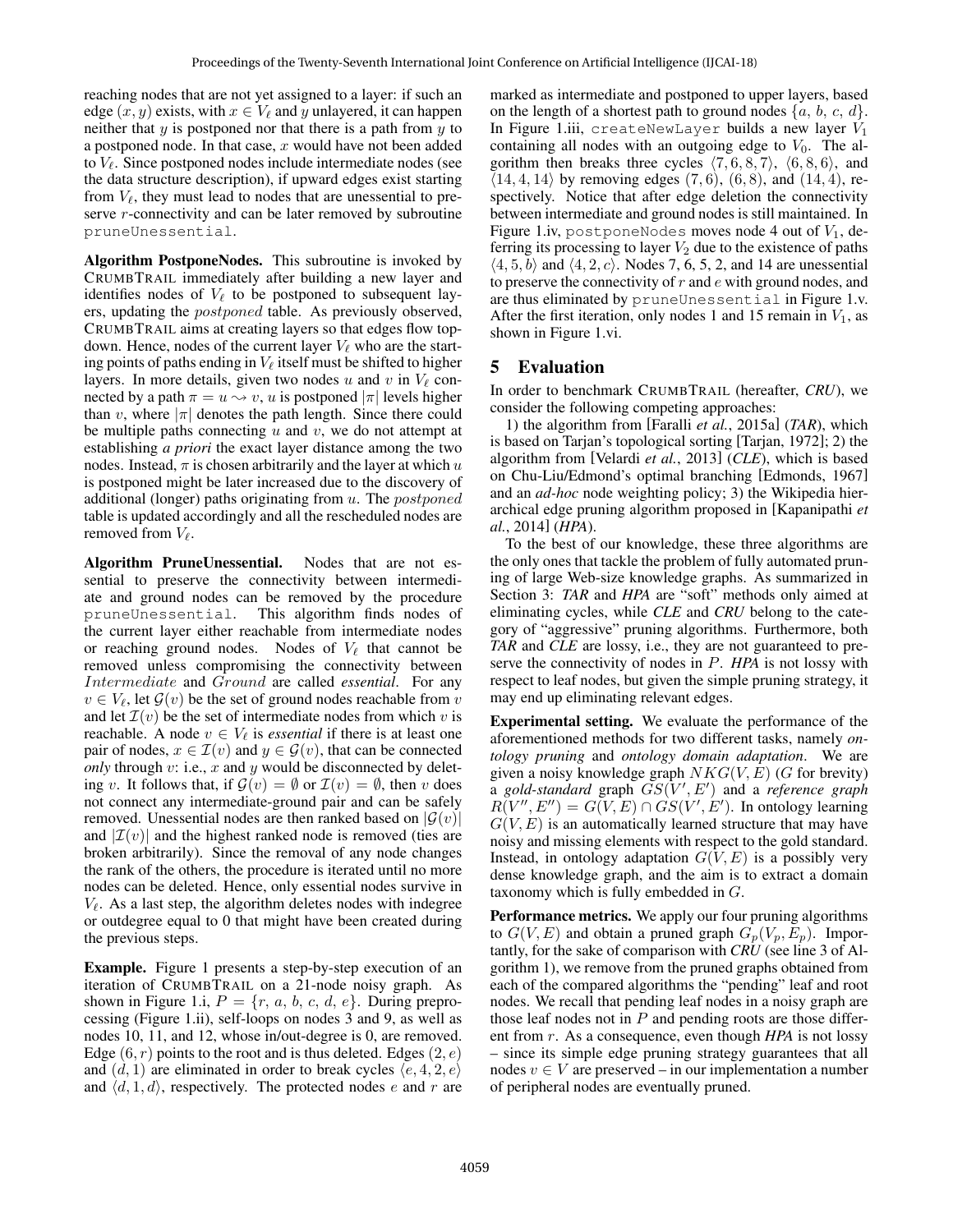reaching nodes that are not yet assigned to a layer: if such an edge $(x, y)$ exists, with $x \in V_\ell$ and $y$ unlayered, it can happen neither that $y$ is postponed nor that there is a path from $y$ to a postponed node. In that case, $x$ would have not been added to $V_\ell$. Since postponed nodes include intermediate nodes (see the data structure description), if upward edges exist starting from $V_\ell$, they must lead to nodes that are unessential to preserve $r$-connectivity and can be later removed by subroutine `pruneUnessential`.

**Algorithm PostponeNodes.** This subroutine is invoked by CRUMBTRAIL immediately after building a new layer and identifies nodes of $V_\ell$ to be postponed to subsequent layers, updating the *postponed* table. As previously observed, CRUMBTRAIL aims at creating layers so that edges flow top-down. Hence, nodes of the current layer $V_\ell$ who are the starting points of paths ending in $V_\ell$ itself must be shifted to higher layers. In more details, given two nodes $u$ and $v$ in $V_\ell$ connected by a path $\pi = u \rightsquigarrow v$, $u$ is postponed $|\pi|$ levels higher than $v$, where $|\pi|$ denotes the path length. Since there could be multiple paths connecting $u$ and $v$, we do not attempt at establishing *a priori* the exact layer distance among the two nodes. Instead, $\pi$ is chosen arbitrarily and the layer at which $u$ is postponed might be later increased due to the discovery of additional (longer) paths originating from $u$. The *postponed* table is updated accordingly and all the rescheduled nodes are removed from $V_\ell$.

**Algorithm PruneUnessential.** Nodes that are not essential to preserve the connectivity between intermediate and ground nodes can be removed by the procedure `pruneUnessential`. This algorithm finds nodes of the current layer either reachable from intermediate nodes or reaching ground nodes. Nodes of $V_\ell$ that cannot be removed unless compromising the connectivity between $Intermediate$ and $Ground$ are called *essential*. For any $v \in V_\ell$, let $\mathcal{G}(v)$ be the set of ground nodes reachable from $v$ and let $\mathcal{I}(v)$ be the set of intermediate nodes from which $v$ is reachable. A node $v \in V_\ell$ is *essential* if there is at least one pair of nodes, $x \in \mathcal{I}(v)$ and $y \in \mathcal{G}(v)$, that can be connected *only* through $v$: i.e., $x$ and $y$ would be disconnected by deleting $v$. It follows that, if $\mathcal{G}(v) = \emptyset$ or $\mathcal{I}(v) = \emptyset$, then $v$ does not connect any intermediate-ground pair and can be safely removed. Unessential nodes are then ranked based on $|\mathcal{G}(v)|$ and $|\mathcal{I}(v)|$ and the highest ranked node is removed (ties are broken arbitrarily). Since the removal of any node changes the rank of the others, the procedure is iterated until no more nodes can be deleted. Hence, only essential nodes survive in $V_\ell$. As a last step, the algorithm deletes nodes with indegree or outdegree equal to 0 that might have been created during the previous steps.

**Example.** Figure 1 presents a step-by-step execution of an iteration of CRUMBTRAIL on a 21-node noisy graph. As shown in Figure 1.i, $P = \{r, a, b, c, d, e\}$. During preprocessing (Figure 1.ii), self-loops on nodes 3 and 9, as well as nodes 10, 11, and 12, whose in/out-degree is 0, are removed. Edge $(6, r)$ points to the root and is thus deleted. Edges $(2, e)$ and $(d, 1)$ are eliminated in order to break cycles $\langle e, 4, 2, e\rangle$ and $\langle d, 1, d\rangle$, respectively. The protected nodes $e$ and $r$ are marked as intermediate and postponed to upper layers, based on the length of a shortest path to ground nodes $\{a, b, c, d\}$. In Figure 1.iii, `createNewLayer` builds a new layer $V_1$ containing all nodes with an outgoing edge to $V_0$. The algorithm then breaks three cycles $\langle 7, 6, 8, 7\rangle$, $\langle 6, 8, 6\rangle$, and $\langle 14, 4, 14\rangle$ by removing edges $(7, 6)$, $(6, 8)$, and $(14, 4)$, respectively. Notice that after edge deletion the connectivity between intermediate and ground nodes is still maintained. In Figure 1.iv, `postponeNodes` moves node 4 out of $V_1$, deferring its processing to layer $V_2$ due to the existence of paths $\langle 4, 5, b\rangle$ and $\langle 4, 2, c\rangle$. Nodes 7, 6, 5, 2, and 14 are unessential to preserve the connectivity of $r$ and $e$ with ground nodes, and are thus eliminated by `pruneUnessential` in Figure 1.v. After the first iteration, only nodes 1 and 15 remain in $V_1$, as shown in Figure 1.vi.

## 5 Evaluation

In order to benchmark CRUMBTRAIL (hereafter, ***CRU***), we consider the following competing approaches:

1) the algorithm from [Faralli *et al.*, 2015a] (***TAR***), which is based on Tarjan's topological sorting [Tarjan, 1972]; 2) the algorithm from [Velardi *et al.*, 2013] (***CLE***), which is based on Chu-Liu/Edmond's optimal branching [Edmonds, 1967] and an *ad-hoc* node weighting policy; 3) the Wikipedia hierarchical edge pruning algorithm proposed in [Kapanipathi *et al.*, 2014] (***HPA***).

To the best of our knowledge, these three algorithms are the only ones that tackle the problem of fully automated pruning of large Web-size knowledge graphs. As summarized in Section 3: ***TAR*** and ***HPA*** are "soft" methods only aimed at eliminating cycles, while ***CLE*** and ***CRU*** belong to the category of "aggressive" pruning algorithms. Furthermore, both ***TAR*** and ***CLE*** are lossy, i.e., they are not guaranteed to preserve the connectivity of nodes in $P$. ***HPA*** is not lossy with respect to leaf nodes, but given the simple pruning strategy, it may end up eliminating relevant edges.

**Experimental setting.** We evaluate the performance of the aforementioned methods for two different tasks, namely *ontology pruning* and *ontology domain adaptation*. We are given a noisy knowledge graph $NKG(V, E)$ ($G$ for brevity) a *gold-standard* graph $GS(V', E')$ and a *reference graph* $R(V'', E'') = G(V, E) \cap GS(V', E')$. In ontology learning $G(V, E)$ is an automatically learned structure that may have noisy and missing elements with respect to the gold standard. Instead, in ontology adaptation $G(V, E)$ is a possibly very dense knowledge graph, and the aim is to extract a domain taxonomy which is fully embedded in $G$.

**Performance metrics.** We apply our four pruning algorithms to $G(V, E)$ and obtain a pruned graph $G_p(V_p, E_p)$. Importantly, for the sake of comparison with ***CRU*** (see line 3 of Algorithm 1), we remove from the pruned graphs obtained from each of the compared algorithms the "pending" leaf and root nodes. We recall that pending leaf nodes in a noisy graph are those leaf nodes not in $P$ and pending roots are those different from $r$. As a consequence, even though ***HPA*** is not lossy – since its simple edge pruning strategy guarantees that all nodes $v \in V$ are preserved – in our implementation a number of peripheral nodes are eventually pruned.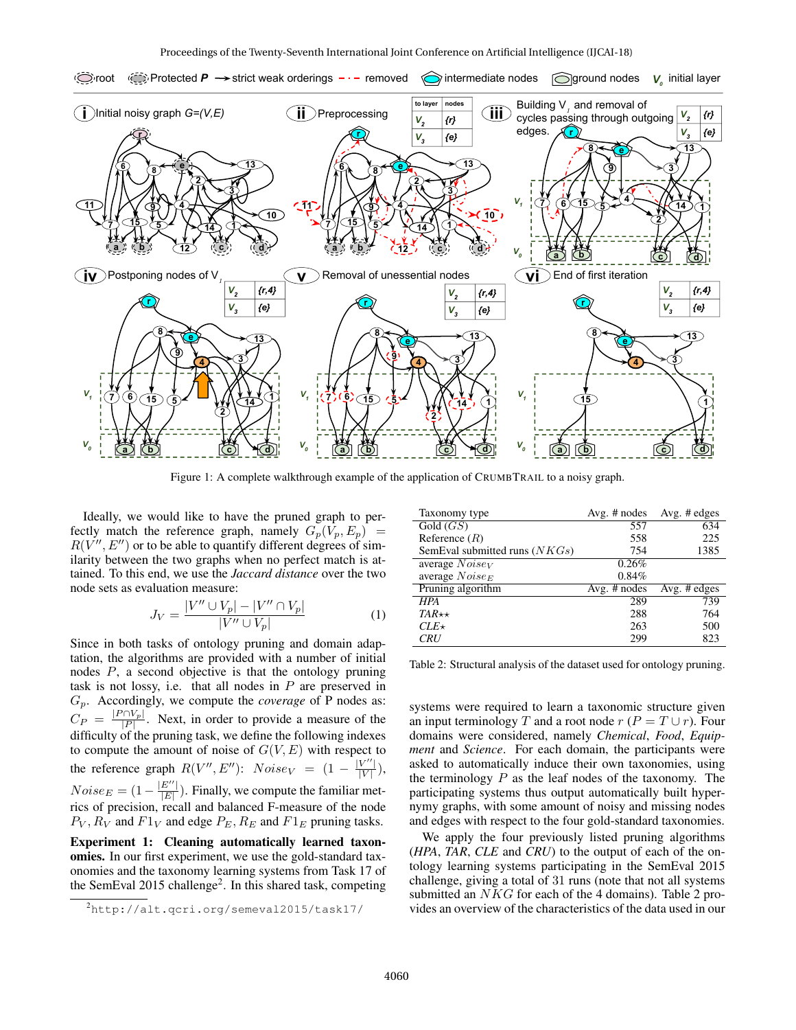Figure 1: A complete walkthrough example of the application of CRUMBTRAIL to a noisy graph.

Ideally, we would like to have the pruned graph to perfectly match the reference graph, namely $G_p(V_p, E_p) = R(V'', E'')$ or to be able to quantify different degrees of similarity between the two graphs when no perfect match is attained. To this end, we use the *Jaccard distance* over the two node sets as evaluation measure:

$$J_V = \frac{|V'' \cup V_p| - |V'' \cap V_p|}{|V'' \cup V_p|} \quad (1)$$

Since in both tasks of ontology pruning and domain adaptation, the algorithms are provided with a number of initial nodes $P$, a second objective is that the ontology pruning task is not lossy, i.e. that all nodes in $P$ are preserved in $G_p$. Accordingly, we compute the *coverage* of P nodes as: $C_P = \frac{|P \cap V_p|}{|P|}$. Next, in order to provide a measure of the difficulty of the pruning task, we define the following indexes to compute the amount of noise of $G(V, E)$ with respect to the reference graph $R(V'', E'')$: $Noise_V = (1 - \frac{|V''|}{|V|})$, $Noise_E = (1 - \frac{|E''|}{|E|})$. Finally, we compute the familiar metrics of precision, recall and balanced F-measure of the node $P_V$, $R_V$ and $F1_V$ and edge $P_E$, $R_E$ and $F1_E$ pruning tasks.

**Experiment 1: Cleaning automatically learned taxonomies.** In our first experiment, we use the gold-standard taxonomies and the taxonomy learning systems from Task 17 of the SemEval 2015 challenge[2]. In this shared task, competing systems were required to learn a taxonomic structure given an input terminology $T$ and a root node $r$ ($P = T \cup r$). Four domains were considered, namely *Chemical*, *Food*, *Equipment* and *Science*. For each domain, the participants were asked to automatically induce their own taxonomies, using the terminology $P$ as the leaf nodes of the taxonomy. The participating systems thus output automatically built hypernymy graphs, with some amount of noisy and missing nodes and edges with respect to the four gold-standard taxonomies.

We apply the four previously listed pruning algorithms (*HPA*, *TAR*, *CLE* and *CRU*) to the output of each of the ontology learning systems participating in the SemEval 2015 challenge, giving a total of 31 runs (note that not all systems submitted an $NKG$ for each of the 4 domains). Table 2 provides an overview of the characteristics of the data used in our

| Taxonomy type | Avg. # nodes | Avg. # edges |
|---|---|---|
| Gold ($GS$) | 557 | 634 |
| Reference ($R$) | 558 | 225 |
| SemEval submitted runs ($NKGs$) | 754 | 1385 |
| average $Noise_V$ | 0.26% | |
| average $Noise_E$ | 0.84% | |
| **Pruning algorithm** | **Avg. # nodes** | **Avg. # edges** |
| *HPA* | 289 | 739 |
| *TAR*⋆⋆ | 288 | 764 |
| *CLE*⋆ | 263 | 500 |
| *CRU* | 299 | 823 |

Table 2: Structural analysis of the dataset used for ontology pruning.

[2] http://alt.qcri.org/semeval2015/task17/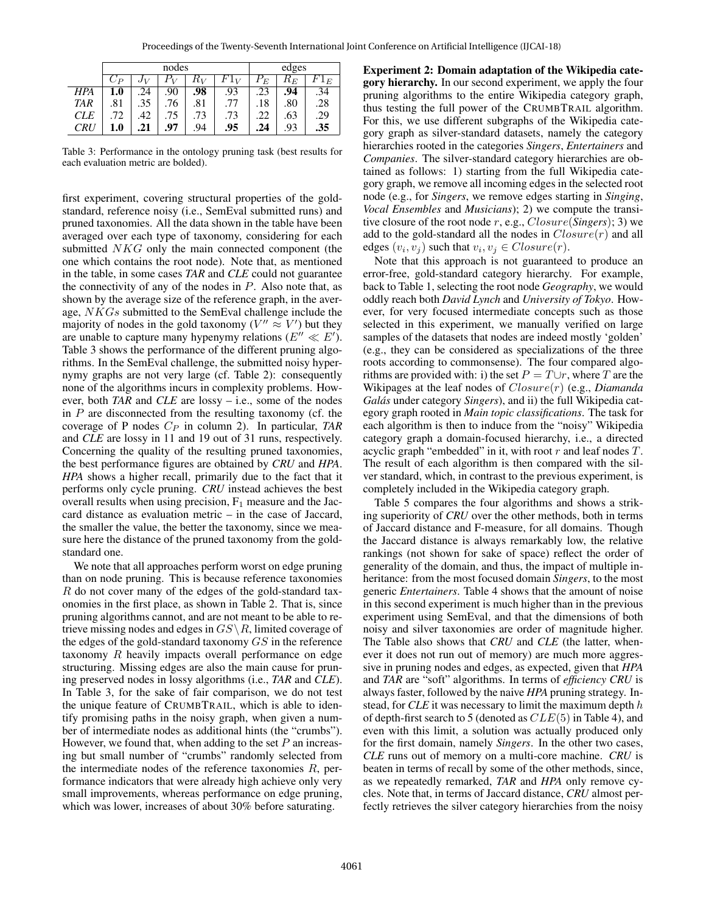|  | nodes | | | | | edges | | |
|---|---|---|---|---|---|---|---|---|
|  | $C_P$ | $J_V$ | $P_V$ | $R_V$ | $F1_V$ | $P_E$ | $R_E$ | $F1_E$ |
| *HPA* | **1.0** | .24 | .90 | **.98** | .93 | .23 | **.94** | .34 |
| *TAR* | .81 | .35 | .76 | .81 | .77 | .18 | .80 | .28 |
| *CLE* | .72 | .42 | .75 | .73 | .73 | .22 | .63 | .29 |
| *CRU* | **1.0** | **.21** | **.97** | .94 | **.95** | **.24** | .93 | **.35** |

Table 3: Performance in the ontology pruning task (best results for each evaluation metric are bolded).

first experiment, covering structural properties of the gold-standard, reference noisy (i.e., SemEval submitted runs) and pruned taxonomies. All the data shown in the table have been averaged over each type of taxonomy, considering for each submitted $NKG$ only the main connected component (the one which contains the root node). Note that, as mentioned in the table, in some cases *TAR* and *CLE* could not guarantee the connectivity of any of the nodes in $P$. Also note that, as shown by the average size of the reference graph, in the average, $NKGs$ submitted to the SemEval challenge include the majority of nodes in the gold taxonomy ($V'' \approx V'$) but they are unable to capture many hypenymy relations ($E'' \ll E'$). Table 3 shows the performance of the different pruning algorithms. In the SemEval challenge, the submitted noisy hypernymy graphs are not very large (cf. Table 2): consequently none of the algorithms incurs in complexity problems. However, both *TAR* and *CLE* are lossy – i.e., some of the nodes in $P$ are disconnected from the resulting taxonomy (cf. the coverage of P nodes $C_P$ in column 2). In particular, *TAR* and *CLE* are lossy in 11 and 19 out of 31 runs, respectively. Concerning the quality of the resulting pruned taxonomies, the best performance figures are obtained by *CRU* and *HPA*. *HPA* shows a higher recall, primarily due to the fact that it performs only cycle pruning. *CRU* instead achieves the best overall results when using precision, $F_1$ measure and the Jaccard distance as evaluation metric – in the case of Jaccard, the smaller the value, the better the taxonomy, since we measure here the distance of the pruned taxonomy from the gold-standard one.

We note that all approaches perform worst on edge pruning than on node pruning. This is because reference taxonomies $R$ do not cover many of the edges of the gold-standard taxonomies in the first place, as shown in Table 2. That is, since pruning algorithms cannot, and are not meant to be able to retrieve missing nodes and edges in $GS \setminus R$, limited coverage of the edges of the gold-standard taxonomy $GS$ in the reference taxonomy $R$ heavily impacts overall performance on edge structuring. Missing edges are also the main cause for pruning preserved nodes in lossy algorithms (i.e., *TAR* and *CLE*). In Table 3, for the sake of fair comparison, we do not test the unique feature of CRUMBTRAIL, which is able to identify promising paths in the noisy graph, when given a number of intermediate nodes as additional hints (the "crumbs"). However, we found that, when adding to the set $P$ an increasing but small number of "crumbs" randomly selected from the intermediate nodes of the reference taxonomies $R$, performance indicators that were already high achieve only very small improvements, whereas performance on edge pruning, which was lower, increases of about 30% before saturating.

**Experiment 2: Domain adaptation of the Wikipedia category hierarchy.** In our second experiment, we apply the four pruning algorithms to the entire Wikipedia category graph, thus testing the full power of the CRUMBTRAIL algorithm. For this, we use different subgraphs of the Wikipedia category graph as silver-standard datasets, namely the category hierarchies rooted in the categories *Singers*, *Entertainers* and *Companies*. The silver-standard category hierarchies are obtained as follows: 1) starting from the full Wikipedia category graph, we remove all incoming edges in the selected root node (e.g., for *Singers*, we remove edges starting in *Singing*, *Vocal Ensembles* and *Musicians*); 2) we compute the transitive closure of the root node $r$, e.g., $Closure$(*Singers*); 3) we add to the gold-standard all the nodes in $Closure(r)$ and all edges $(v_i, v_j)$ such that $v_i, v_j \in Closure(r)$.

Note that this approach is not guaranteed to produce an error-free, gold-standard category hierarchy. For example, back to Table 1, selecting the root node *Geography*, we would oddly reach both *David Lynch* and *University of Tokyo*. However, for very focused intermediate concepts such as those selected in this experiment, we manually verified on large samples of the datasets that nodes are indeed mostly 'golden' (e.g., they can be considered as specializations of the three roots according to commonsense). The four compared algorithms are provided with: i) the set $P = T \cup r$, where $T$ are the Wikipages at the leaf nodes of $Closure(r)$ (e.g., *Diamanda Galás* under category *Singers*), and ii) the full Wikipedia category graph rooted in *Main topic classifications*. The task for each algorithm is then to induce from the "noisy" Wikipedia category graph a domain-focused hierarchy, i.e., a directed acyclic graph "embedded" in it, with root $r$ and leaf nodes $T$. The result of each algorithm is then compared with the silver standard, which, in contrast to the previous experiment, is completely included in the Wikipedia category graph.

Table 5 compares the four algorithms and shows a striking superiority of *CRU* over the other methods, both in terms of Jaccard distance and F-measure, for all domains. Though the Jaccard distance is always remarkably low, the relative rankings (not shown for sake of space) reflect the order of generality of the domain, and thus, the impact of multiple inheritance: from the most focused domain *Singers*, to the most generic *Entertainers*. Table 4 shows that the amount of noise in this second experiment is much higher than in the previous experiment using SemEval, and that the dimensions of both noisy and silver taxonomies are order of magnitude higher. The Table also shows that *CRU* and *CLE* (the latter, whenever it does not run out of memory) are much more aggressive in pruning nodes and edges, as expected, given that *HPA* and *TAR* are "soft" algorithms. In terms of *efficiency* *CRU* is always faster, followed by the naive *HPA* pruning strategy. Instead, for *CLE* it was necessary to limit the maximum depth $h$ of depth-first search to 5 (denoted as $CLE(5)$ in Table 4), and even with this limit, a solution was actually produced only for the first domain, namely *Singers*. In the other two cases, *CLE* runs out of memory on a multi-core machine. *CRU* is beaten in terms of recall by some of the other methods, since, as we repeatedly remarked, *TAR* and *HPA* only remove cycles. Note that, in terms of Jaccard distance, *CRU* almost perfectly retrieves the silver category hierarchies from the noisy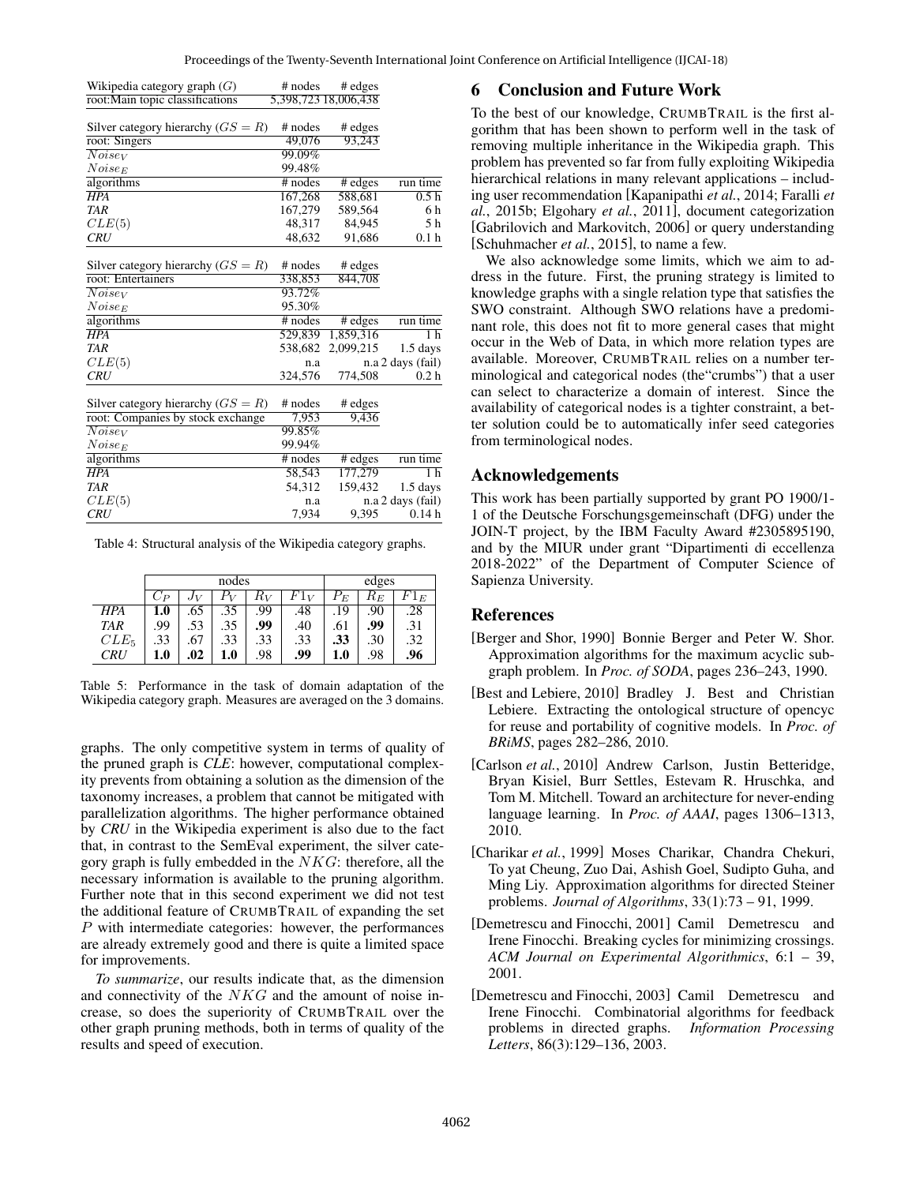| Wikipedia category graph ($G$) | # nodes | # edges | |
|---|---|---|---|
| root:Main topic classifications | 5,398,723 | 18,006,438 | |
| | | | |
| Silver category hierarchy ($GS = R$) | # nodes | # edges | |
| root: Singers | 49,076 | 93,243 | |
| $Noise_V$ | 99.09% | | |
| $Noise_E$ | 99.48% | | |
| algorithms | # nodes | # edges | run time |
| *HPA* | 167,268 | 588,681 | 0.5 h |
| *TAR* | 167,279 | 589,564 | 6 h |
| $CLE(5)$ | 48,317 | 84,945 | 5 h |
| *CRU* | 48,632 | 91,686 | 0.1 h |
| | | | |
| Silver category hierarchy ($GS = R$) | # nodes | # edges | |
| root: Entertainers | 338,853 | 844,708 | |
| $Noise_V$ | 93.72% | | |
| $Noise_E$ | 95.30% | | |
| algorithms | # nodes | # edges | run time |
| *HPA* | 529,839 | 1,859,316 | 1 h |
| *TAR* | 538,682 | 2,099,215 | 1.5 days |
| $CLE(5)$ | n.a | n.a | 2 days (fail) |
| *CRU* | 324,576 | 774,508 | 0.2 h |
| | | | |
| Silver category hierarchy ($GS = R$) | # nodes | # edges | |
| root: Companies by stock exchange | 7,953 | 9,436 | |
| $Noise_V$ | 99.85% | | |
| $Noise_E$ | 99.94% | | |
| algorithms | # nodes | # edges | run time |
| *HPA* | 58,543 | 177,279 | 1 h |
| *TAR* | 54,312 | 159,432 | 1.5 days |
| $CLE(5)$ | n.a | n.a | 2 days (fail) |
| *CRU* | 7,934 | 9,395 | 0.14 h |

Table 4: Structural analysis of the Wikipedia category graphs.

| | nodes | | | | | edges | | |
|---|---|---|---|---|---|---|---|---|
| | $C_P$ | $J_V$ | $P_V$ | $R_V$ | $F1_V$ | $P_E$ | $R_E$ | $F1_E$ |
| *HPA* | **1.0** | .65 | .35 | .99 | .48 | .19 | .90 | .28 |
| *TAR* | .99 | .53 | .35 | **.99** | .40 | .61 | **.99** | .31 |
| $CLE_5$ | .33 | .67 | .33 | .33 | .33 | **.33** | .30 | .32 |
| *CRU* | **1.0** | **.02** | **1.0** | .98 | **.99** | **1.0** | .98 | **.96** |

Table 5: Performance in the task of domain adaptation of the Wikipedia category graph. Measures are averaged on the 3 domains.

graphs. The only competitive system in terms of quality of the pruned graph is *CLE*: however, computational complexity prevents from obtaining a solution as the dimension of the taxonomy increases, a problem that cannot be mitigated with parallelization algorithms. The higher performance obtained by *CRU* in the Wikipedia experiment is also due to the fact that, in contrast to the SemEval experiment, the silver category graph is fully embedded in the $NKG$: therefore, all the necessary information is available to the pruning algorithm. Further note that in this second experiment we did not test the additional feature of CRUMBTRAIL of expanding the set $P$ with intermediate categories: however, the performances are already extremely good and there is quite a limited space for improvements.

*To summarize*, our results indicate that, as the dimension and connectivity of the $NKG$ and the amount of noise increase, so does the superiority of CRUMBTRAIL over the other graph pruning methods, both in terms of quality of the results and speed of execution.

## 6 Conclusion and Future Work

To the best of our knowledge, CRUMBTRAIL is the first algorithm that has been shown to perform well in the task of removing multiple inheritance in the Wikipedia graph. This problem has prevented so far from fully exploiting Wikipedia hierarchical relations in many relevant applications – including user recommendation [Kapanipathi *et al.*, 2014; Faralli *et al.*, 2015b; Elgohary *et al.*, 2011], document categorization [Gabrilovich and Markovitch, 2006] or query understanding [Schuhmacher *et al.*, 2015], to name a few.

We also acknowledge some limits, which we aim to address in the future. First, the pruning strategy is limited to knowledge graphs with a single relation type that satisfies the SWO constraint. Although SWO relations have a predominant role, this does not fit to more general cases that might occur in the Web of Data, in which more relation types are available. Moreover, CRUMBTRAIL relies on a number terminological and categorical nodes (the"crumbs") that a user can select to characterize a domain of interest. Since the availability of categorical nodes is a tighter constraint, a better solution could be to automatically infer seed categories from terminological nodes.

## Acknowledgements

This work has been partially supported by grant PO 1900/1-1 of the Deutsche Forschungsgemeinschaft (DFG) under the JOIN-T project, by the IBM Faculty Award #2305895190, and by the MIUR under grant "Dipartimenti di eccellenza 2018-2022" of the Department of Computer Science of Sapienza University.

## References

[Berger and Shor, 1990] Bonnie Berger and Peter W. Shor. Approximation algorithms for the maximum acyclic subgraph problem. In *Proc. of SODA*, pages 236–243, 1990.

[Best and Lebiere, 2010] Bradley J. Best and Christian Lebiere. Extracting the ontological structure of opencyc for reuse and portability of cognitive models. In *Proc. of BRiMS*, pages 282–286, 2010.

[Carlson *et al.*, 2010] Andrew Carlson, Justin Betteridge, Bryan Kisiel, Burr Settles, Estevam R. Hruschka, and Tom M. Mitchell. Toward an architecture for never-ending language learning. In *Proc. of AAAI*, pages 1306–1313, 2010.

[Charikar *et al.*, 1999] Moses Charikar, Chandra Chekuri, To yat Cheung, Zuo Dai, Ashish Goel, Sudipto Guha, and Ming Liy. Approximation algorithms for directed Steiner problems. *Journal of Algorithms*, 33(1):73 – 91, 1999.

[Demetrescu and Finocchi, 2001] Camil Demetrescu and Irene Finocchi. Breaking cycles for minimizing crossings. *ACM Journal on Experimental Algorithmics*, 6:1 – 39, 2001.

[Demetrescu and Finocchi, 2003] Camil Demetrescu and Irene Finocchi. Combinatorial algorithms for feedback problems in directed graphs. *Information Processing Letters*, 86(3):129–136, 2003.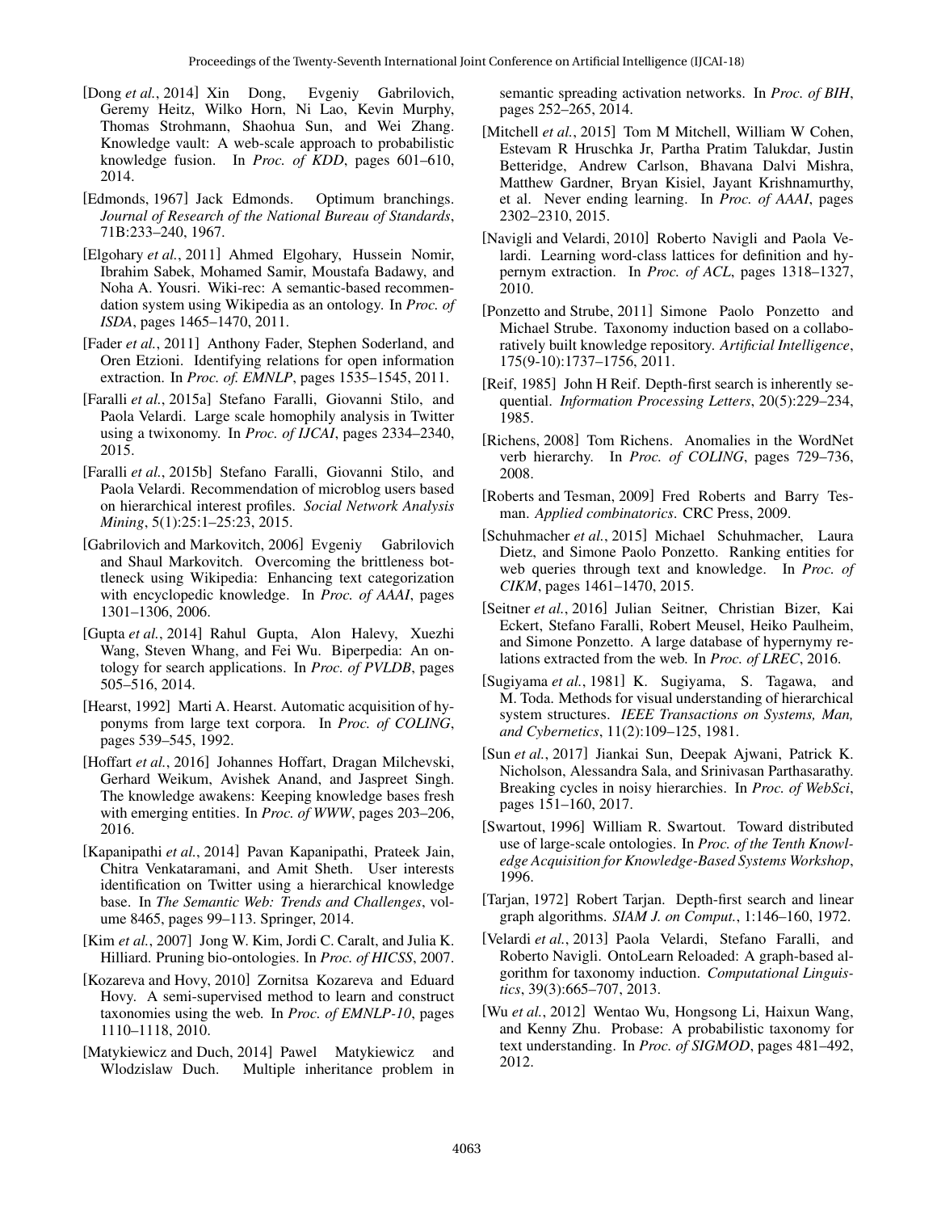[Dong *et al.*, 2014] Xin Dong, Evgeniy Gabrilovich, Geremy Heitz, Wilko Horn, Ni Lao, Kevin Murphy, Thomas Strohmann, Shaohua Sun, and Wei Zhang. Knowledge vault: A web-scale approach to probabilistic knowledge fusion. In *Proc. of KDD*, pages 601–610, 2014.

[Edmonds, 1967] Jack Edmonds. Optimum branchings. *Journal of Research of the National Bureau of Standards*, 71B:233–240, 1967.

[Elgohary *et al.*, 2011] Ahmed Elgohary, Hussein Nomir, Ibrahim Sabek, Mohamed Samir, Moustafa Badawy, and Noha A. Yousri. Wiki-rec: A semantic-based recommendation system using Wikipedia as an ontology. In *Proc. of ISDA*, pages 1465–1470, 2011.

[Fader *et al.*, 2011] Anthony Fader, Stephen Soderland, and Oren Etzioni. Identifying relations for open information extraction. In *Proc. of. EMNLP*, pages 1535–1545, 2011.

[Faralli *et al.*, 2015a] Stefano Faralli, Giovanni Stilo, and Paola Velardi. Large scale homophily analysis in Twitter using a twixonomy. In *Proc. of IJCAI*, pages 2334–2340, 2015.

[Faralli *et al.*, 2015b] Stefano Faralli, Giovanni Stilo, and Paola Velardi. Recommendation of microblog users based on hierarchical interest profiles. *Social Network Analysis Mining*, 5(1):25:1–25:23, 2015.

[Gabrilovich and Markovitch, 2006] Evgeniy Gabrilovich and Shaul Markovitch. Overcoming the brittleness bottleneck using Wikipedia: Enhancing text categorization with encyclopedic knowledge. In *Proc. of AAAI*, pages 1301–1306, 2006.

[Gupta *et al.*, 2014] Rahul Gupta, Alon Halevy, Xuezhi Wang, Steven Whang, and Fei Wu. Biperpedia: An ontology for search applications. In *Proc. of PVLDB*, pages 505–516, 2014.

[Hearst, 1992] Marti A. Hearst. Automatic acquisition of hyponyms from large text corpora. In *Proc. of COLING*, pages 539–545, 1992.

[Hoffart *et al.*, 2016] Johannes Hoffart, Dragan Milchevski, Gerhard Weikum, Avishek Anand, and Jaspreet Singh. The knowledge awakens: Keeping knowledge bases fresh with emerging entities. In *Proc. of WWW*, pages 203–206, 2016.

[Kapanipathi *et al.*, 2014] Pavan Kapanipathi, Prateek Jain, Chitra Venkataramani, and Amit Sheth. User interests identification on Twitter using a hierarchical knowledge base. In *The Semantic Web: Trends and Challenges*, volume 8465, pages 99–113. Springer, 2014.

[Kim *et al.*, 2007] Jong W. Kim, Jordi C. Caralt, and Julia K. Hilliard. Pruning bio-ontologies. In *Proc. of HICSS*, 2007.

[Kozareva and Hovy, 2010] Zornitsa Kozareva and Eduard Hovy. A semi-supervised method to learn and construct taxonomies using the web. In *Proc. of EMNLP-10*, pages 1110–1118, 2010.

[Matykiewicz and Duch, 2014] Pawel Matykiewicz and Wlodzislaw Duch. Multiple inheritance problem in semantic spreading activation networks. In *Proc. of BIH*, pages 252–265, 2014.

[Mitchell *et al.*, 2015] Tom M Mitchell, William W Cohen, Estevam R Hruschka Jr, Partha Pratim Talukdar, Justin Betteridge, Andrew Carlson, Bhavana Dalvi Mishra, Matthew Gardner, Bryan Kisiel, Jayant Krishnamurthy, et al. Never ending learning. In *Proc. of AAAI*, pages 2302–2310, 2015.

[Navigli and Velardi, 2010] Roberto Navigli and Paola Velardi. Learning word-class lattices for definition and hypernym extraction. In *Proc. of ACL*, pages 1318–1327, 2010.

[Ponzetto and Strube, 2011] Simone Paolo Ponzetto and Michael Strube. Taxonomy induction based on a collaboratively built knowledge repository. *Artificial Intelligence*, 175(9-10):1737–1756, 2011.

[Reif, 1985] John H Reif. Depth-first search is inherently sequential. *Information Processing Letters*, 20(5):229–234, 1985.

[Richens, 2008] Tom Richens. Anomalies in the WordNet verb hierarchy. In *Proc. of COLING*, pages 729–736, 2008.

[Roberts and Tesman, 2009] Fred Roberts and Barry Tesman. *Applied combinatorics*. CRC Press, 2009.

[Schuhmacher *et al.*, 2015] Michael Schuhmacher, Laura Dietz, and Simone Paolo Ponzetto. Ranking entities for web queries through text and knowledge. In *Proc. of CIKM*, pages 1461–1470, 2015.

[Seitner *et al.*, 2016] Julian Seitner, Christian Bizer, Kai Eckert, Stefano Faralli, Robert Meusel, Heiko Paulheim, and Simone Ponzetto. A large database of hypernymy relations extracted from the web. In *Proc. of LREC*, 2016.

[Sugiyama *et al.*, 1981] K. Sugiyama, S. Tagawa, and M. Toda. Methods for visual understanding of hierarchical system structures. *IEEE Transactions on Systems, Man, and Cybernetics*, 11(2):109–125, 1981.

[Sun *et al.*, 2017] Jiankai Sun, Deepak Ajwani, Patrick K. Nicholson, Alessandra Sala, and Srinivasan Parthasarathy. Breaking cycles in noisy hierarchies. In *Proc. of WebSci*, pages 151–160, 2017.

[Swartout, 1996] William R. Swartout. Toward distributed use of large-scale ontologies. In *Proc. of the Tenth Knowledge Acquisition for Knowledge-Based Systems Workshop*, 1996.

[Tarjan, 1972] Robert Tarjan. Depth-first search and linear graph algorithms. *SIAM J. on Comput.*, 1:146–160, 1972.

[Velardi *et al.*, 2013] Paola Velardi, Stefano Faralli, and Roberto Navigli. OntoLearn Reloaded: A graph-based algorithm for taxonomy induction. *Computational Linguistics*, 39(3):665–707, 2013.

[Wu *et al.*, 2012] Wentao Wu, Hongsong Li, Haixun Wang, and Kenny Zhu. Probase: A probabilistic taxonomy for text understanding. In *Proc. of SIGMOD*, pages 481–492, 2012.